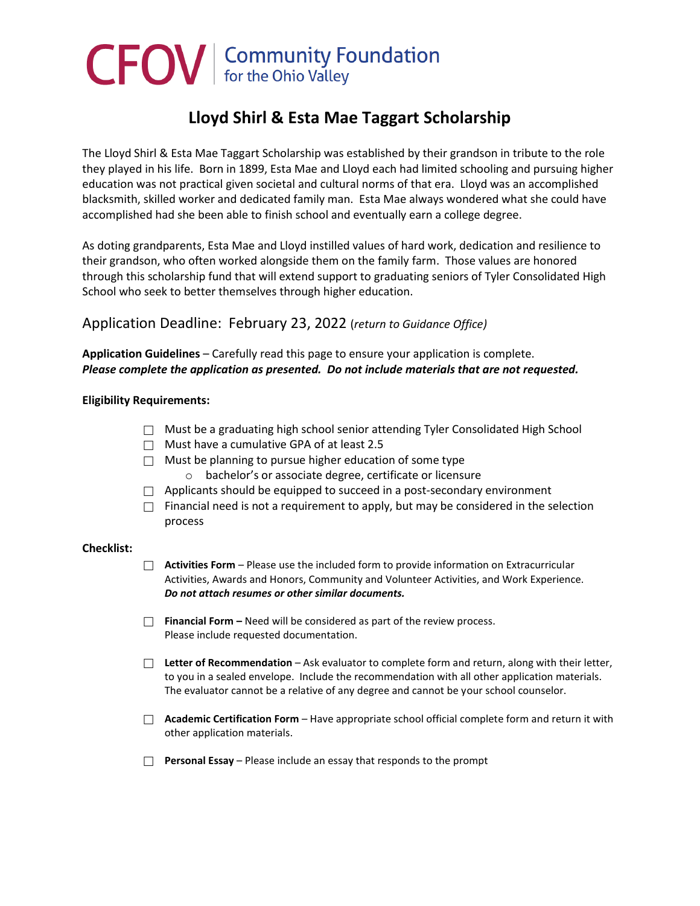CFOV | Community Foundation for the Ohio Valley

# Lloyd Shirl & Esta Mae Taggart Scholarship

The Lloyd Shirl & Esta Mae Taggart Scholarship was established by their grandson in tribute to the role they played in his life. Born in 1899, Esta Mae and Lloyd each had limited schooling and pursuing higher education was not practical given societal and cultural norms of that era. Lloyd was an accomplished blacksmith, skilled worker and dedicated family man. Esta Mae always wondered what she could have accomplished had she been able to finish school and eventually earn a college degree.

As doting grandparents, Esta Mae and Lloyd instilled values of hard work, dedication and resilience to their grandson, who often worked alongside them on the family farm. Those values are honored through this scholarship fund that will extend support to graduating seniors of Tyler Consolidated High School who seek to better themselves through higher education.

## Application Deadline: February 23, 2022 (*return to Guidance Office)*

**Application Guidelines** – Carefully read this page to ensure your application is complete.
***Please complete the application as presented. Do not include materials that are not requested.***

**Eligibility Requirements:**

- ☐ Must be a graduating high school senior attending Tyler Consolidated High School
- ☐ Must have a cumulative GPA of at least 2.5
- ☐ Must be planning to pursue higher education of some type
  - bachelor's or associate degree, certificate or licensure
- ☐ Applicants should be equipped to succeed in a post-secondary environment
- ☐ Financial need is not a requirement to apply, but may be considered in the selection process

**Checklist:**

- ☐ **Activities Form** – Please use the included form to provide information on Extracurricular Activities, Awards and Honors, Community and Volunteer Activities, and Work Experience. ***Do not attach resumes or other similar documents.***

- ☐ **Financial Form –** Need will be considered as part of the review process. Please include requested documentation.

- ☐ **Letter of Recommendation** – Ask evaluator to complete form and return, along with their letter, to you in a sealed envelope. Include the recommendation with all other application materials. The evaluator cannot be a relative of any degree and cannot be your school counselor.

- ☐ **Academic Certification Form** – Have appropriate school official complete form and return it with other application materials.

- ☐ **Personal Essay** – Please include an essay that responds to the prompt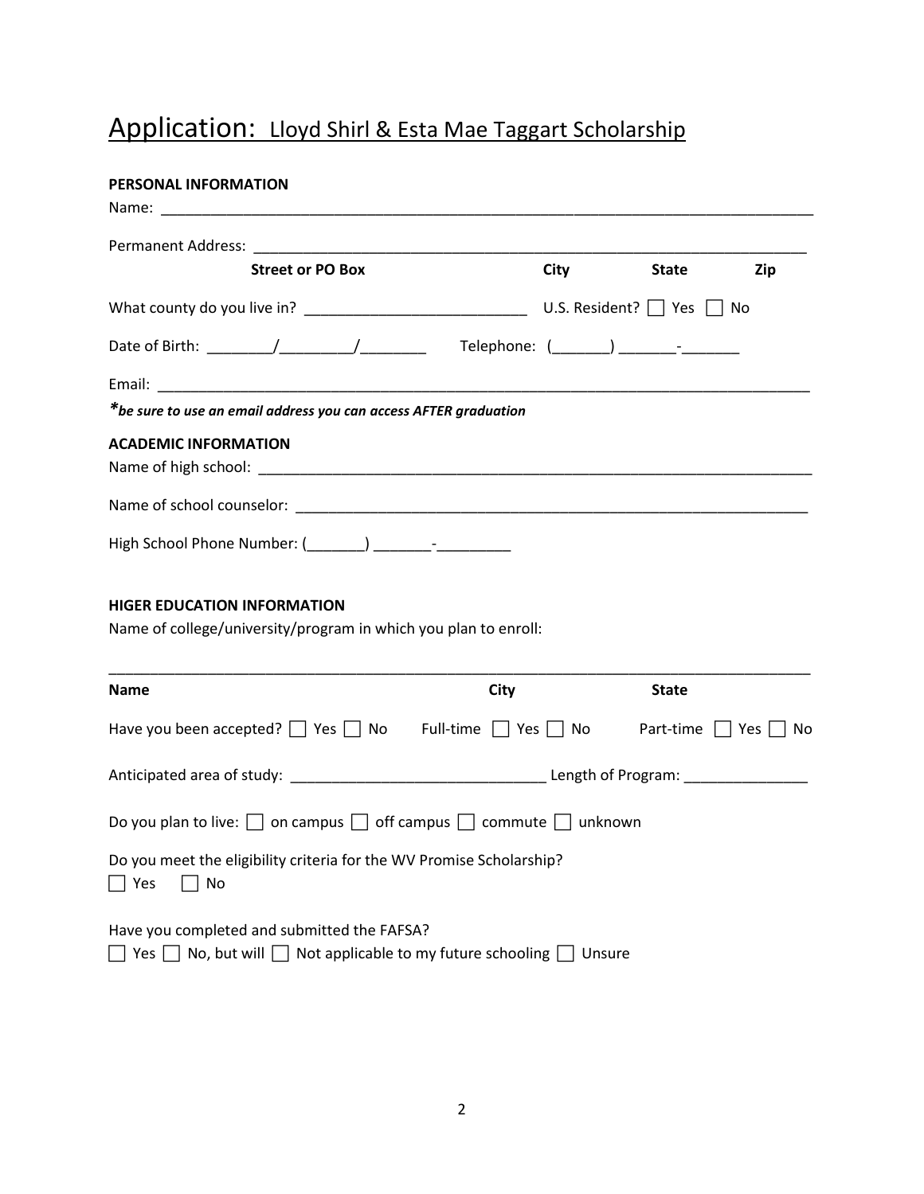# Application: Lloyd Shirl & Esta Mae Taggart Scholarship

**PERSONAL INFORMATION**

Name: ___________________________________________________________________________

Permanent Address: ______________________________________________________________

**Street or PO Box** **City** **State** **Zip**

What county do you live in? __________________________ U.S. Resident? ☐ Yes ☐ No

Date of Birth: ________/_________/________ Telephone: (_______) _______-_______

Email: ___________________________________________________________________________

***be sure to use an email address you can access AFTER graduation***

**ACADEMIC INFORMATION**

Name of high school: ______________________________________________________________

Name of school counselor: __________________________________________________________

High School Phone Number: (_______) _______-_________

**HIGER EDUCATION INFORMATION**

Name of college/university/program in which you plan to enroll:

___________________________________________________________________________________

**Name** **City** **State**

Have you been accepted? ☐ Yes ☐ No Full-time ☐ Yes ☐ No Part-time ☐ Yes ☐ No

Anticipated area of study: ______________________________ Length of Program: _______________

Do you plan to live: ☐ on campus ☐ off campus ☐ commute ☐ unknown

Do you meet the eligibility criteria for the WV Promise Scholarship?

☐ Yes ☐ No

Have you completed and submitted the FAFSA?

☐ Yes ☐ No, but will ☐ Not applicable to my future schooling ☐ Unsure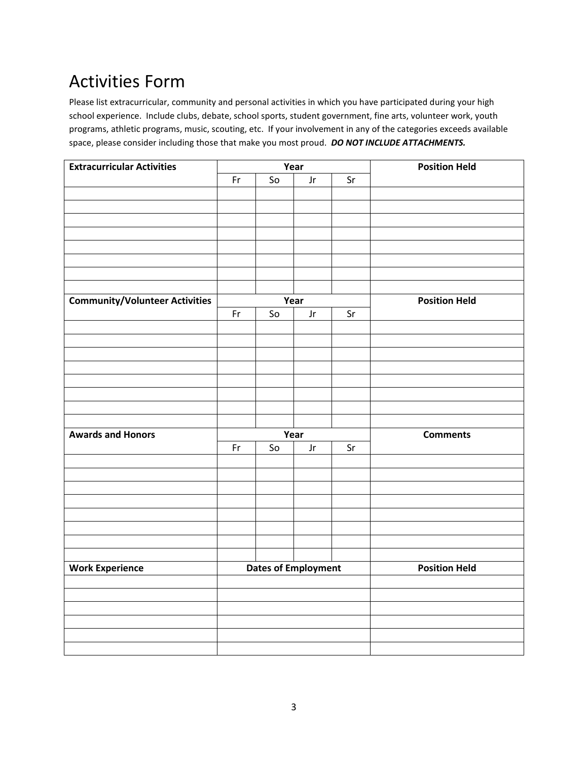# Activities Form

Please list extracurricular, community and personal activities in which you have participated during your high school experience. Include clubs, debate, school sports, student government, fine arts, volunteer work, youth programs, athletic programs, music, scouting, etc. If your involvement in any of the categories exceeds available space, please consider including those that make you most proud. ***DO NOT INCLUDE ATTACHMENTS.***

| **Extracurricular Activities** | **Year** | | | | **Position Held** |
|---|---|---|---|---|---|
| | Fr | So | Jr | Sr | |
| | | | | | |
| | | | | | |
| | | | | | |
| | | | | | |
| | | | | | |
| | | | | | |
| | | | | | |
| | | | | | |

| **Community/Volunteer Activities** | **Year** | | | | **Position Held** |
|---|---|---|---|---|---|
| | Fr | So | Jr | Sr | |
| | | | | | |
| | | | | | |
| | | | | | |
| | | | | | |
| | | | | | |
| | | | | | |
| | | | | | |
| | | | | | |

| **Awards and Honors** | **Year** | | | | **Comments** |
|---|---|---|---|---|---|
| | Fr | So | Jr | Sr | |
| | | | | | |
| | | | | | |
| | | | | | |
| | | | | | |
| | | | | | |
| | | | | | |
| | | | | | |
| | | | | | |

| **Work Experience** | **Dates of Employment** | **Position Held** |
|---|---|---|
| | | |
| | | |
| | | |
| | | |
| | | |
| | | |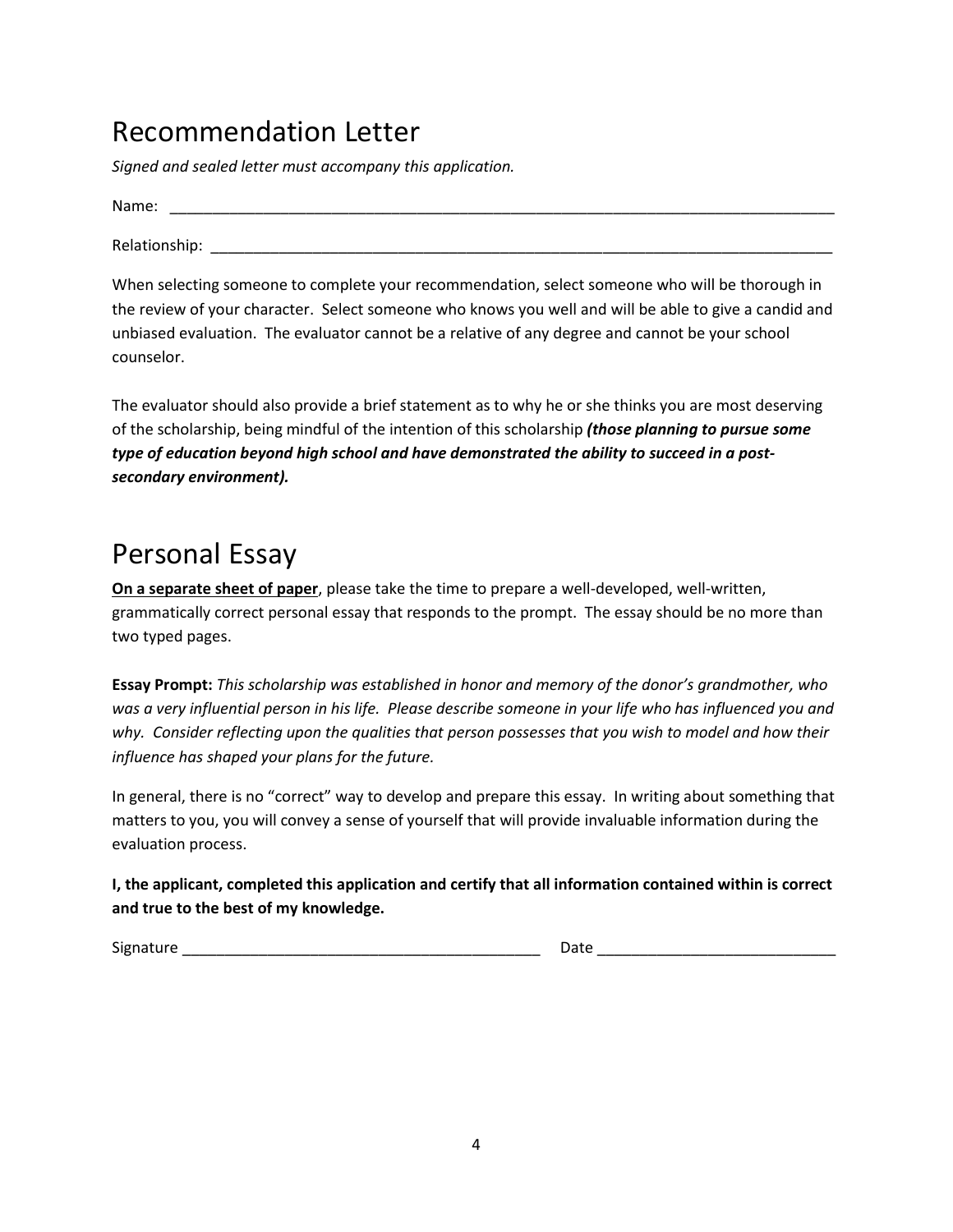# Recommendation Letter

*Signed and sealed letter must accompany this application.*

Name: ________________________________________________________________________________

Relationship: ___________________________________________________________________________

When selecting someone to complete your recommendation, select someone who will be thorough in the review of your character. Select someone who knows you well and will be able to give a candid and unbiased evaluation. The evaluator cannot be a relative of any degree and cannot be your school counselor.

The evaluator should also provide a brief statement as to why he or she thinks you are most deserving of the scholarship, being mindful of the intention of this scholarship ***(those planning to pursue some type of education beyond high school and have demonstrated the ability to succeed in a post-secondary environment).***

# Personal Essay

**<u>On a separate sheet of paper</u>**, please take the time to prepare a well-developed, well-written, grammatically correct personal essay that responds to the prompt. The essay should be no more than two typed pages.

**Essay Prompt:** *This scholarship was established in honor and memory of the donor's grandmother, who was a very influential person in his life. Please describe someone in your life who has influenced you and why. Consider reflecting upon the qualities that person possesses that you wish to model and how their influence has shaped your plans for the future.*

In general, there is no "correct" way to develop and prepare this essay. In writing about something that matters to you, you will convey a sense of yourself that will provide invaluable information during the evaluation process.

**I, the applicant, completed this application and certify that all information contained within is correct and true to the best of my knowledge.**

Signature ___________________________________________ Date ____________________________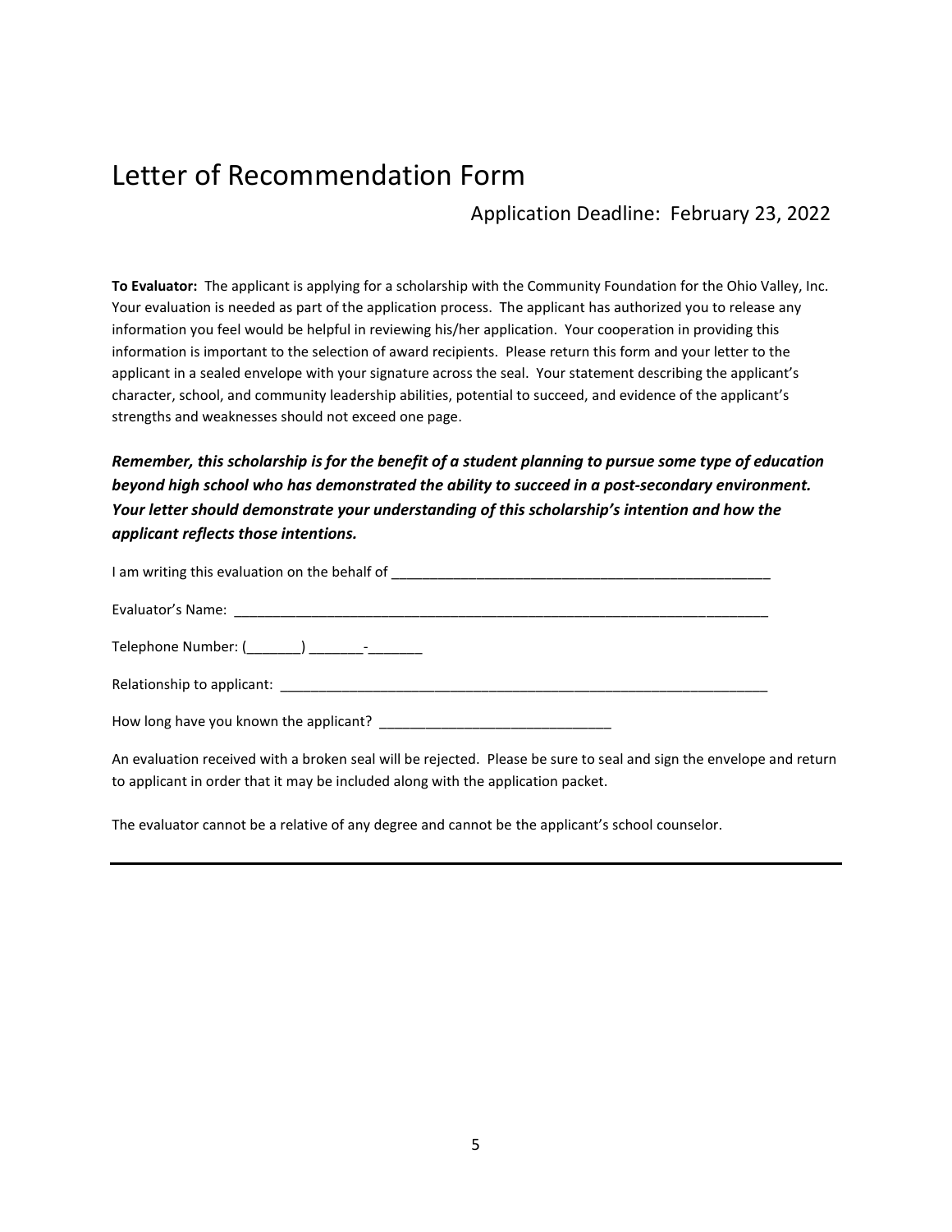# Letter of Recommendation Form

Application Deadline: February 23, 2022

**To Evaluator:** The applicant is applying for a scholarship with the Community Foundation for the Ohio Valley, Inc. Your evaluation is needed as part of the application process. The applicant has authorized you to release any information you feel would be helpful in reviewing his/her application. Your cooperation in providing this information is important to the selection of award recipients. Please return this form and your letter to the applicant in a sealed envelope with your signature across the seal. Your statement describing the applicant's character, school, and community leadership abilities, potential to succeed, and evidence of the applicant's strengths and weaknesses should not exceed one page.

***Remember, this scholarship is for the benefit of a student planning to pursue some type of education beyond high school who has demonstrated the ability to succeed in a post-secondary environment. Your letter should demonstrate your understanding of this scholarship's intention and how the applicant reflects those intentions.***

I am writing this evaluation on the behalf of ___________________________________________________

Evaluator's Name: _________________________________________________________________________

Telephone Number: (_______) _______-_______

Relationship to applicant: ____________________________________________________________________

How long have you known the applicant? ______________________________

An evaluation received with a broken seal will be rejected. Please be sure to seal and sign the envelope and return to applicant in order that it may be included along with the application packet.

The evaluator cannot be a relative of any degree and cannot be the applicant's school counselor.

---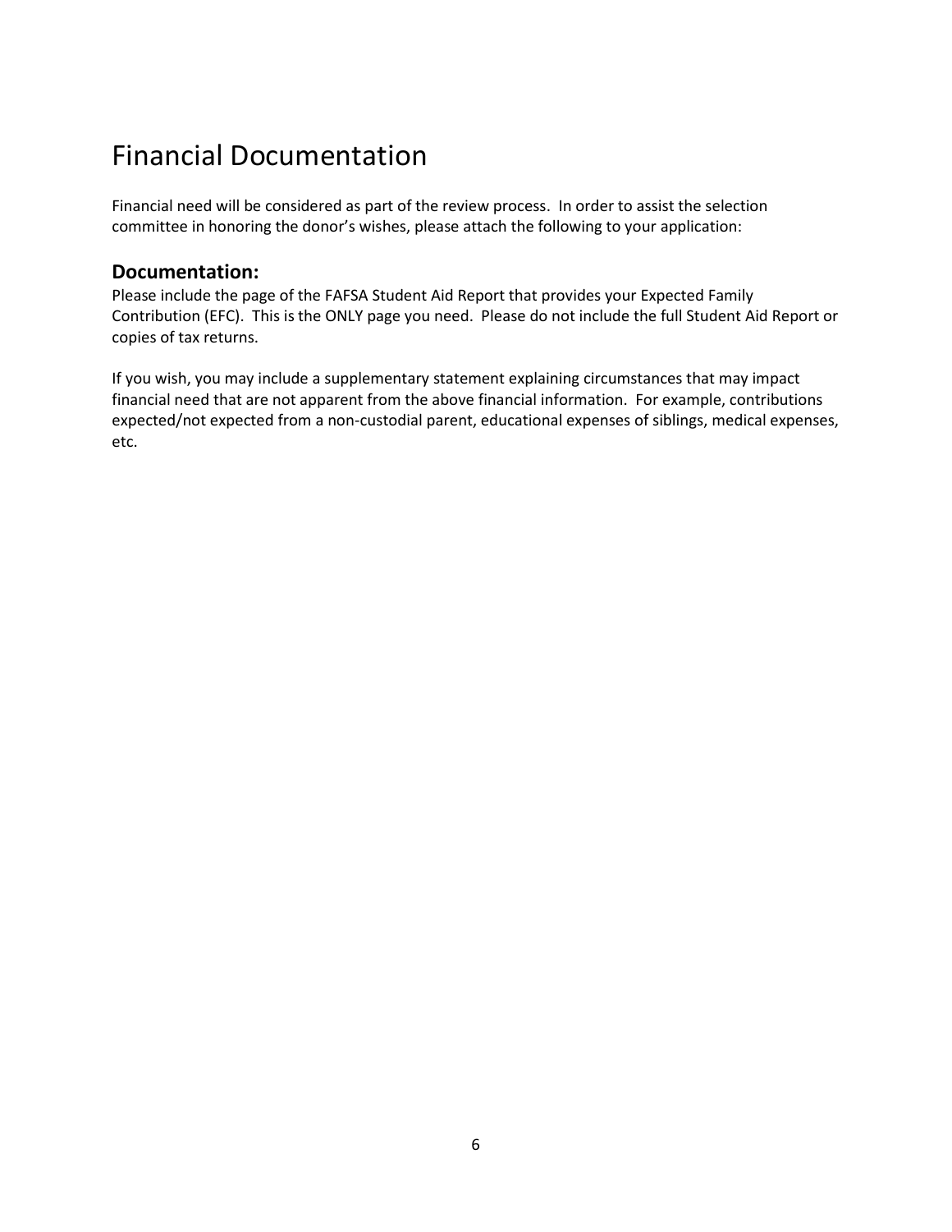# Financial Documentation

Financial need will be considered as part of the review process. In order to assist the selection committee in honoring the donor's wishes, please attach the following to your application:

## Documentation:

Please include the page of the FAFSA Student Aid Report that provides your Expected Family Contribution (EFC). This is the ONLY page you need. Please do not include the full Student Aid Report or copies of tax returns.

If you wish, you may include a supplementary statement explaining circumstances that may impact financial need that are not apparent from the above financial information. For example, contributions expected/not expected from a non-custodial parent, educational expenses of siblings, medical expenses, etc.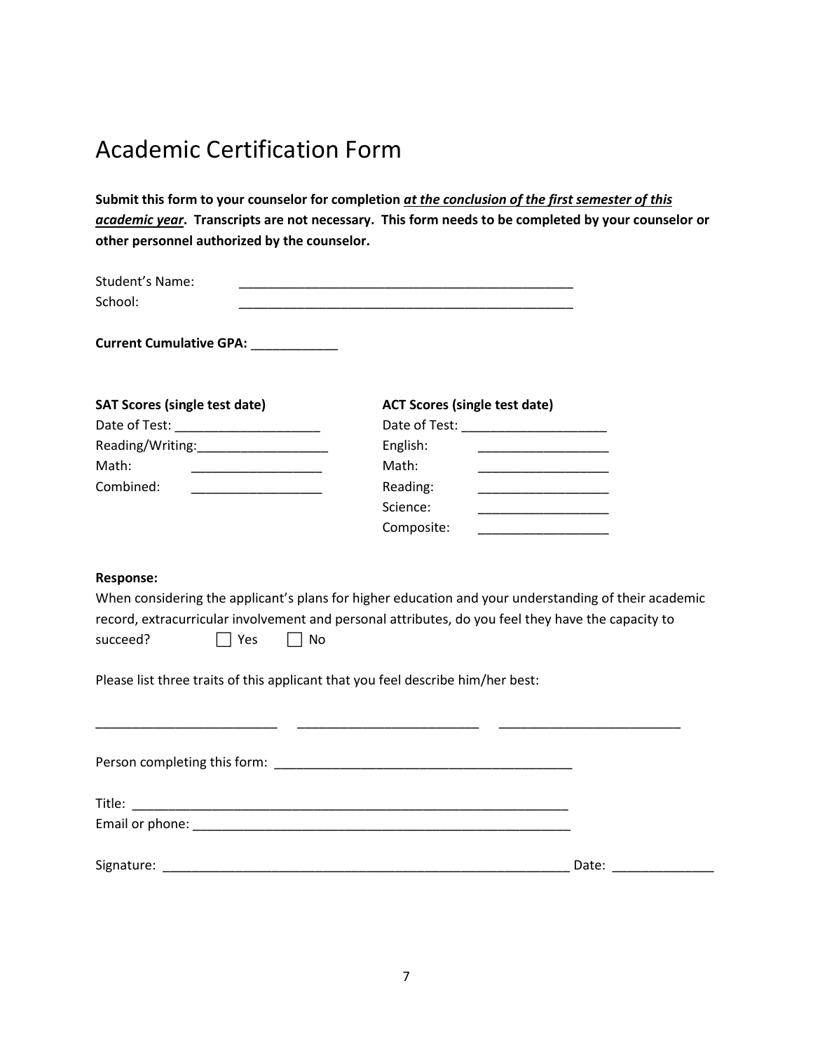# Academic Certification Form

**Submit this form to your counselor for completion *<u>at the conclusion of the first semester of this academic year</u>*. Transcripts are not necessary. This form needs to be completed by your counselor or other personnel authorized by the counselor.**

Student's Name: ________________________________________________

School: ________________________________________________

**Current Cumulative GPA:** ____________

**SAT Scores (single test date)**

Date of Test: ____________________

Reading/Writing: __________________

Math: __________________

Combined: __________________

**ACT Scores (single test date)**

Date of Test: ____________________

English: __________________

Math: __________________

Reading: __________________

Science: __________________

Composite: __________________

**Response:**

When considering the applicant's plans for higher education and your understanding of their academic record, extracurricular involvement and personal attributes, do you feel they have the capacity to succeed? ☐ Yes ☐ No

Please list three traits of this applicant that you feel describe him/her best:

_________________________ _________________________ _________________________

Person completing this form: __________________________________________

Title: _______________________________________________________________

Email or phone: ______________________________________________________

Signature: __________________________________________________________ Date: ______________